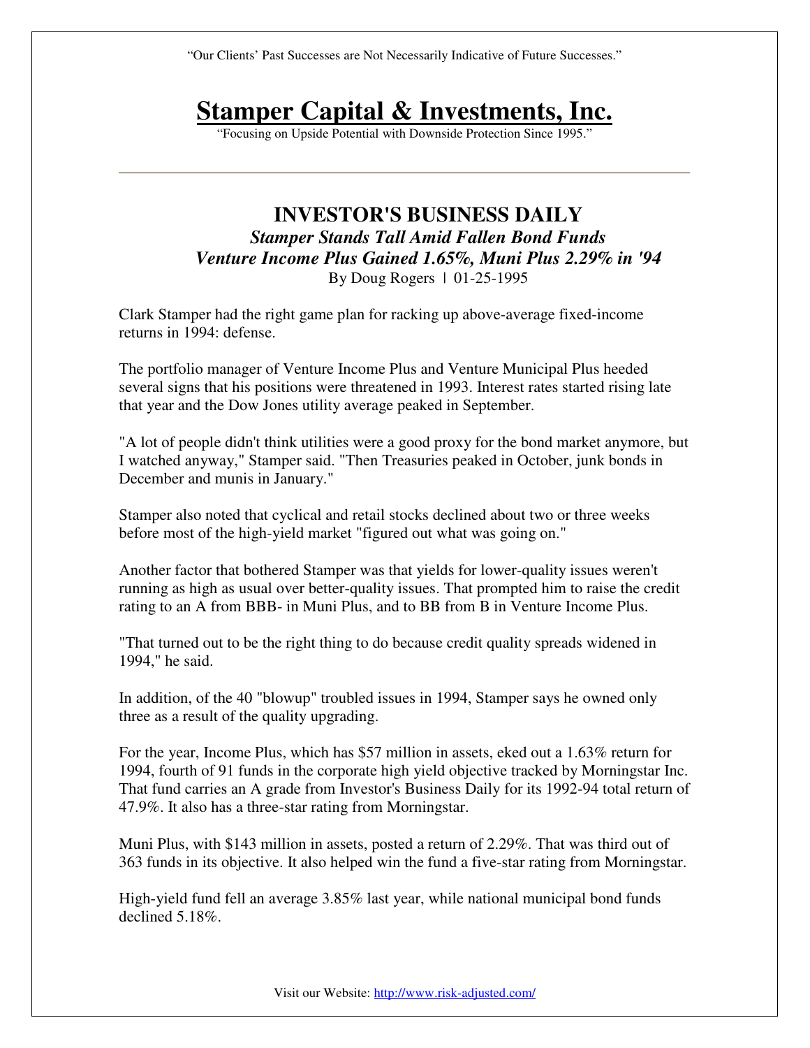"Our Clients' Past Successes are Not Necessarily Indicative of Future Successes."

# Stamper Capital & Investments, Inc.

"Focusing on Upside Potential with Downside Protection Since 1995."

---

## INVESTOR'S BUSINESS DAILY

### *Stamper Stands Tall Amid Fallen Bond Funds*

### *Venture Income Plus Gained 1.65%, Muni Plus 2.29% in '94*

By Doug Rogers | 01-25-1995

Clark Stamper had the right game plan for racking up above-average fixed-income returns in 1994: defense.

The portfolio manager of Venture Income Plus and Venture Municipal Plus heeded several signs that his positions were threatened in 1993. Interest rates started rising late that year and the Dow Jones utility average peaked in September.

"A lot of people didn't think utilities were a good proxy for the bond market anymore, but I watched anyway," Stamper said. "Then Treasuries peaked in October, junk bonds in December and munis in January."

Stamper also noted that cyclical and retail stocks declined about two or three weeks before most of the high-yield market "figured out what was going on."

Another factor that bothered Stamper was that yields for lower-quality issues weren't running as high as usual over better-quality issues. That prompted him to raise the credit rating to an A from BBB- in Muni Plus, and to BB from B in Venture Income Plus.

"That turned out to be the right thing to do because credit quality spreads widened in 1994," he said.

In addition, of the 40 "blowup" troubled issues in 1994, Stamper says he owned only three as a result of the quality upgrading.

For the year, Income Plus, which has $57 million in assets, eked out a 1.63% return for 1994, fourth of 91 funds in the corporate high yield objective tracked by Morningstar Inc. That fund carries an A grade from Investor's Business Daily for its 1992-94 total return of 47.9%. It also has a three-star rating from Morningstar.

Muni Plus, with $143 million in assets, posted a return of 2.29%. That was third out of 363 funds in its objective. It also helped win the fund a five-star rating from Morningstar.

High-yield fund fell an average 3.85% last year, while national municipal bond funds declined 5.18%.

Visit our Website: http://www.risk-adjusted.com/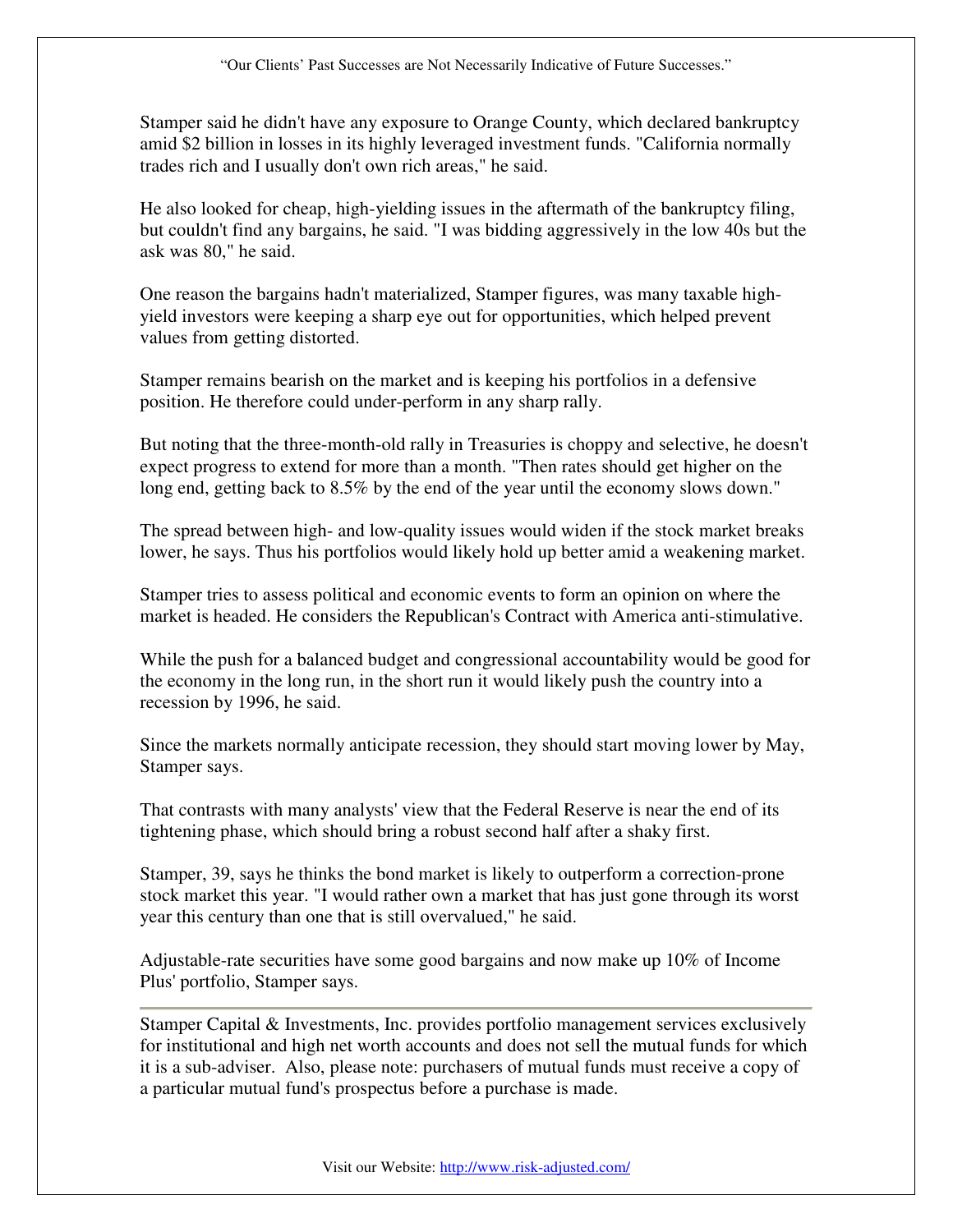Stamper said he didn't have any exposure to Orange County, which declared bankruptcy amid $2 billion in losses in its highly leveraged investment funds. "California normally trades rich and I usually don't own rich areas," he said.

He also looked for cheap, high-yielding issues in the aftermath of the bankruptcy filing, but couldn't find any bargains, he said. "I was bidding aggressively in the low 40s but the ask was 80," he said.

One reason the bargains hadn't materialized, Stamper figures, was many taxable high-yield investors were keeping a sharp eye out for opportunities, which helped prevent values from getting distorted.

Stamper remains bearish on the market and is keeping his portfolios in a defensive position. He therefore could under-perform in any sharp rally.

But noting that the three-month-old rally in Treasuries is choppy and selective, he doesn't expect progress to extend for more than a month. "Then rates should get higher on the long end, getting back to 8.5% by the end of the year until the economy slows down."

The spread between high- and low-quality issues would widen if the stock market breaks lower, he says. Thus his portfolios would likely hold up better amid a weakening market.

Stamper tries to assess political and economic events to form an opinion on where the market is headed. He considers the Republican's Contract with America anti-stimulative.

While the push for a balanced budget and congressional accountability would be good for the economy in the long run, in the short run it would likely push the country into a recession by 1996, he said.

Since the markets normally anticipate recession, they should start moving lower by May, Stamper says.

That contrasts with many analysts' view that the Federal Reserve is near the end of its tightening phase, which should bring a robust second half after a shaky first.

Stamper, 39, says he thinks the bond market is likely to outperform a correction-prone stock market this year. "I would rather own a market that has just gone through its worst year this century than one that is still overvalued," he said.

Adjustable-rate securities have some good bargains and now make up 10% of Income Plus' portfolio, Stamper says.

---

Stamper Capital & Investments, Inc. provides portfolio management services exclusively for institutional and high net worth accounts and does not sell the mutual funds for which it is a sub-adviser. Also, please note: purchasers of mutual funds must receive a copy of a particular mutual fund's prospectus before a purchase is made.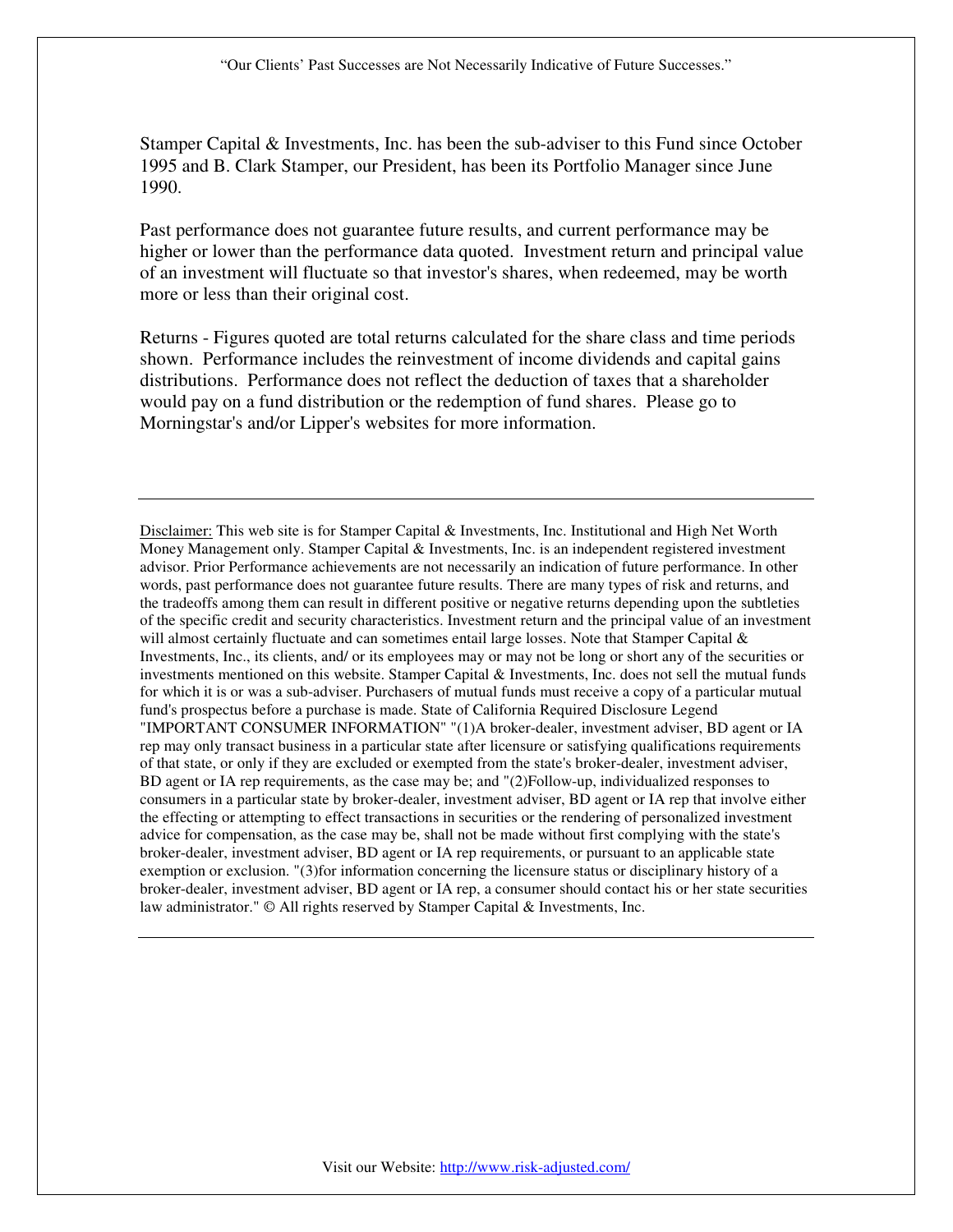Stamper Capital & Investments, Inc. has been the sub-adviser to this Fund since October 1995 and B. Clark Stamper, our President, has been its Portfolio Manager since June 1990.

Past performance does not guarantee future results, and current performance may be higher or lower than the performance data quoted. Investment return and principal value of an investment will fluctuate so that investor's shares, when redeemed, may be worth more or less than their original cost.

Returns - Figures quoted are total returns calculated for the share class and time periods shown. Performance includes the reinvestment of income dividends and capital gains distributions. Performance does not reflect the deduction of taxes that a shareholder would pay on a fund distribution or the redemption of fund shares. Please go to Morningstar's and/or Lipper's websites for more information.

---

Disclaimer: This web site is for Stamper Capital & Investments, Inc. Institutional and High Net Worth Money Management only. Stamper Capital & Investments, Inc. is an independent registered investment advisor. Prior Performance achievements are not necessarily an indication of future performance. In other words, past performance does not guarantee future results. There are many types of risk and returns, and the tradeoffs among them can result in different positive or negative returns depending upon the subtleties of the specific credit and security characteristics. Investment return and the principal value of an investment will almost certainly fluctuate and can sometimes entail large losses. Note that Stamper Capital & Investments, Inc., its clients, and/ or its employees may or may not be long or short any of the securities or investments mentioned on this website. Stamper Capital & Investments, Inc. does not sell the mutual funds for which it is or was a sub-adviser. Purchasers of mutual funds must receive a copy of a particular mutual fund's prospectus before a purchase is made. State of California Required Disclosure Legend "IMPORTANT CONSUMER INFORMATION" "(1)A broker-dealer, investment adviser, BD agent or IA rep may only transact business in a particular state after licensure or satisfying qualifications requirements of that state, or only if they are excluded or exempted from the state's broker-dealer, investment adviser, BD agent or IA rep requirements, as the case may be; and "(2)Follow-up, individualized responses to consumers in a particular state by broker-dealer, investment adviser, BD agent or IA rep that involve either the effecting or attempting to effect transactions in securities or the rendering of personalized investment advice for compensation, as the case may be, shall not be made without first complying with the state's broker-dealer, investment adviser, BD agent or IA rep requirements, or pursuant to an applicable state exemption or exclusion. "(3)for information concerning the licensure status or disciplinary history of a broker-dealer, investment adviser, BD agent or IA rep, a consumer should contact his or her state securities law administrator." © All rights reserved by Stamper Capital & Investments, Inc.

---